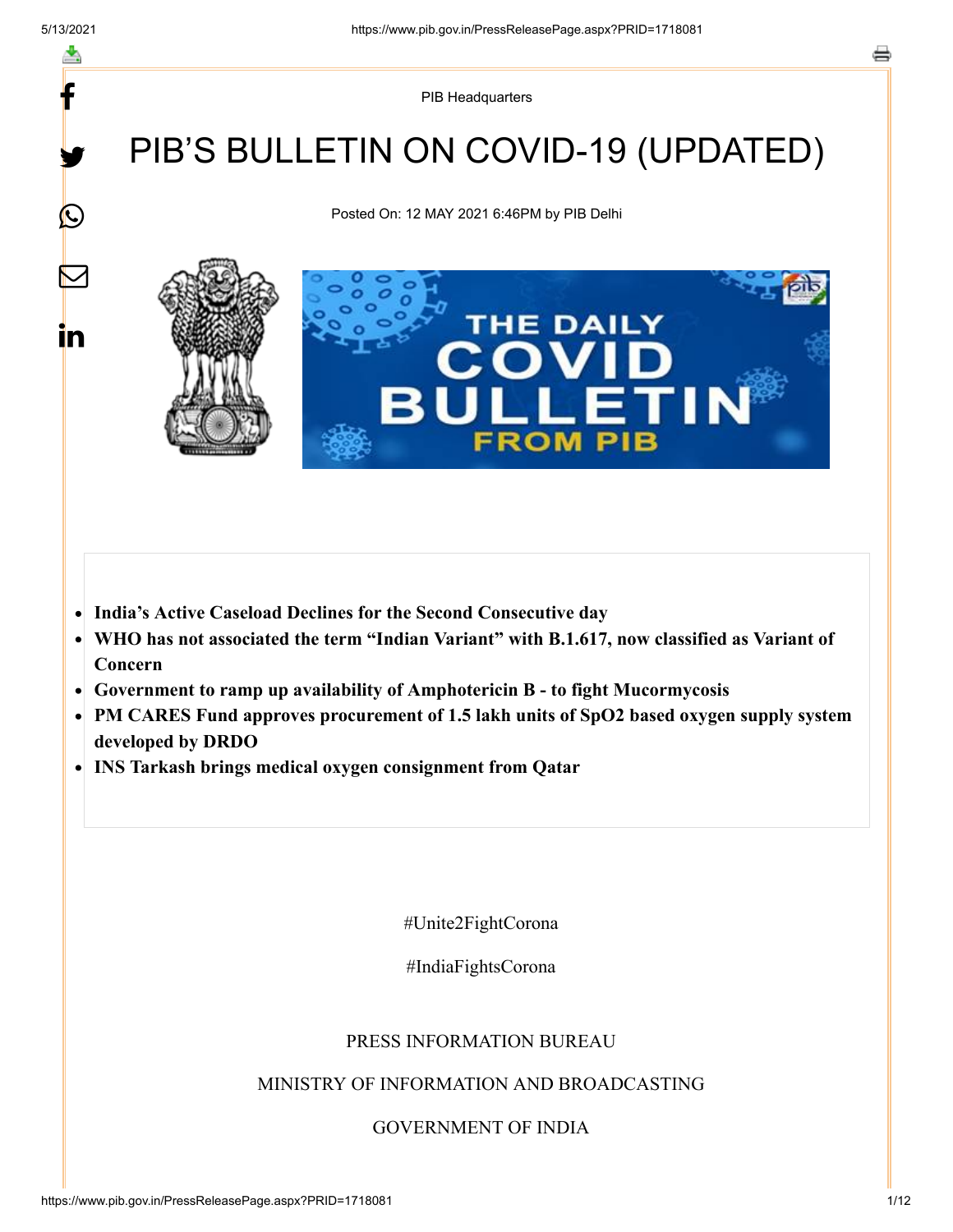PIB Headquarters

# PIB'S BULLETIN ON COVID-19 (UPDATED)

Posted On: 12 MAY 2021 6:46PM by PIB Delhi

- **India's Active Caseload Declines for the Second Consecutive day**
- **WHO has not associated the term "Indian Variant" with B.1.617, now classified as Variant of Concern**
- **Government to ramp up availability of Amphotericin B - to fight Mucormycosis**
- **PM CARES Fund approves procurement of 1.5 lakh units of SpO2 based oxygen supply system developed by DRDO**
- **INS Tarkash brings medical oxygen consignment from Qatar**

#Unite2FightCorona

#IndiaFightsCorona

PRESS INFORMATION BUREAU

MINISTRY OF INFORMATION AND BROADCASTING

GOVERNMENT OF INDIA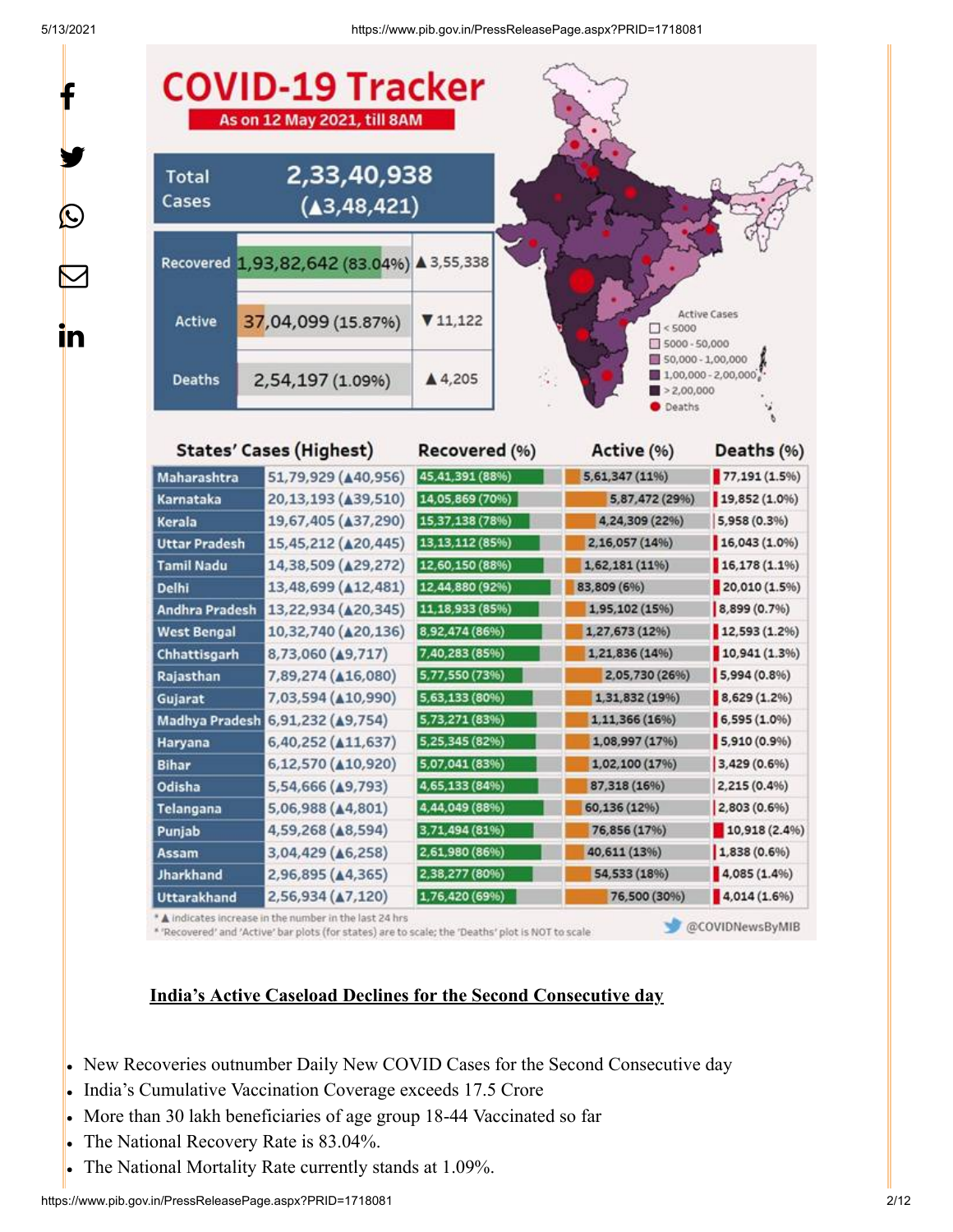# COVID-19 Tracker

As on 12 May 2021, till 8AM

| | | |
|---|---|---|
| Total Cases | 2,33,40,938 (▲3,48,421) | |
| Recovered | 1,93,82,642 (83.04%) | ▲3,55,338 |
| Active | 37,04,099 (15.87%) | ▼11,122 |
| Deaths | 2,54,197 (1.09%) | ▲4,205 |

Active Cases
- < 5000
- 5000 - 50,000
- 50,000 - 1,00,000
- 1,00,000 - 2,00,000
- > 2,00,000
- Deaths

| States' Cases (Highest) | | Recovered (%) | Active (%) | Deaths (%) |
|---|---|---|---|---|
| Maharashtra | 51,79,929 (▲40,956) | 45,41,391 (88%) | 5,61,347 (11%) | 77,191 (1.5%) |
| Karnataka | 20,13,193 (▲39,510) | 14,05,869 (70%) | 5,87,472 (29%) | 19,852 (1.0%) |
| Kerala | 19,67,405 (▲37,290) | 15,37,138 (78%) | 4,24,309 (22%) | 5,958 (0.3%) |
| Uttar Pradesh | 15,45,212 (▲20,445) | 13,13,112 (85%) | 2,16,057 (14%) | 16,043 (1.0%) |
| Tamil Nadu | 14,38,509 (▲29,272) | 12,60,150 (88%) | 1,62,181 (11%) | 16,178 (1.1%) |
| Delhi | 13,48,699 (▲12,481) | 12,44,880 (92%) | 83,809 (6%) | 20,010 (1.5%) |
| Andhra Pradesh | 13,22,934 (▲20,345) | 11,18,933 (85%) | 1,95,102 (15%) | 8,899 (0.7%) |
| West Bengal | 10,32,740 (▲20,136) | 8,92,474 (86%) | 1,27,673 (12%) | 12,593 (1.2%) |
| Chhattisgarh | 8,73,060 (▲9,717) | 7,40,283 (85%) | 1,21,836 (14%) | 10,941 (1.3%) |
| Rajasthan | 7,89,274 (▲16,080) | 5,77,550 (73%) | 2,05,730 (26%) | 5,994 (0.8%) |
| Gujarat | 7,03,594 (▲10,990) | 5,63,133 (80%) | 1,31,832 (19%) | 8,629 (1.2%) |
| Madhya Pradesh | 6,91,232 (▲9,754) | 5,73,271 (83%) | 1,11,366 (16%) | 6,595 (1.0%) |
| Haryana | 6,40,252 (▲11,637) | 5,25,345 (82%) | 1,08,997 (17%) | 5,910 (0.9%) |
| Bihar | 6,12,570 (▲10,920) | 5,07,041 (83%) | 1,02,100 (17%) | 3,429 (0.6%) |
| Odisha | 5,54,666 (▲9,793) | 4,65,133 (84%) | 87,318 (16%) | 2,215 (0.4%) |
| Telangana | 5,06,988 (▲4,801) | 4,44,049 (88%) | 60,136 (12%) | 2,803 (0.6%) |
| Punjab | 4,59,268 (▲8,594) | 3,71,494 (81%) | 76,856 (17%) | 10,918 (2.4%) |
| Assam | 3,04,429 (▲6,258) | 2,61,980 (86%) | 40,611 (13%) | 1,838 (0.6%) |
| Jharkhand | 2,96,895 (▲4,365) | 2,38,277 (80%) | 54,533 (18%) | 4,085 (1.4%) |
| Uttarakhand | 2,56,934 (▲7,120) | 1,76,420 (69%) | 76,500 (30%) | 4,014 (1.6%) |

* ▲ indicates increase in the number in the last 24 hrs
* 'Recovered' and 'Active' bar plots (for states) are to scale; the 'Deaths' plot is NOT to scale

@COVIDNewsByMIB

**India's Active Caseload Declines for the Second Consecutive day**

- New Recoveries outnumber Daily New COVID Cases for the Second Consecutive day
- India's Cumulative Vaccination Coverage exceeds 17.5 Crore
- More than 30 lakh beneficiaries of age group 18-44 Vaccinated so far
- The National Recovery Rate is 83.04%.
- The National Mortality Rate currently stands at 1.09%.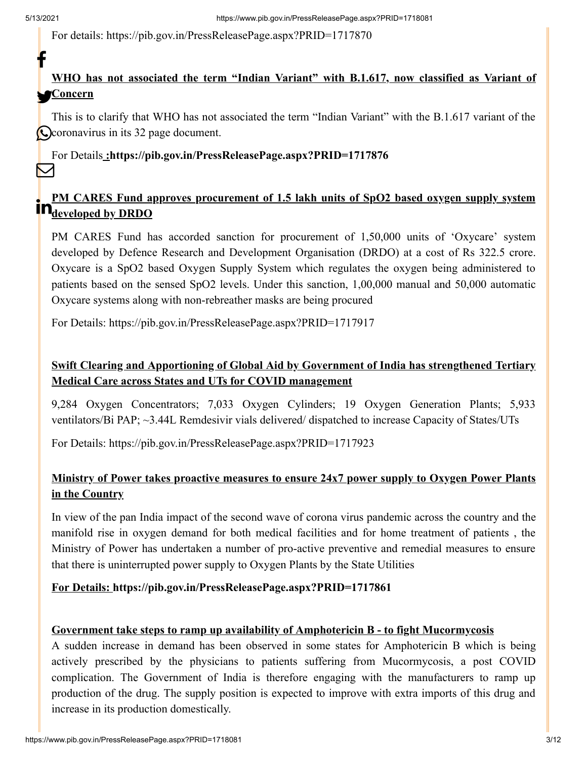For details: https://pib.gov.in/PressReleasePage.aspx?PRID=1717870

**WHO has not associated the term "Indian Variant" with B.1.617, now classified as Variant of Concern**

This is to clarify that WHO has not associated the term "Indian Variant" with the B.1.617 variant of the coronavirus in its 32 page document.

For Details **:https://pib.gov.in/PressReleasePage.aspx?PRID=1717876**

**PM CARES Fund approves procurement of 1.5 lakh units of SpO2 based oxygen supply system developed by DRDO**

PM CARES Fund has accorded sanction for procurement of 1,50,000 units of 'Oxycare' system developed by Defence Research and Development Organisation (DRDO) at a cost of Rs 322.5 crore. Oxycare is a SpO2 based Oxygen Supply System which regulates the oxygen being administered to patients based on the sensed SpO2 levels. Under this sanction, 1,00,000 manual and 50,000 automatic Oxycare systems along with non-rebreather masks are being procured

For Details: https://pib.gov.in/PressReleasePage.aspx?PRID=1717917

**Swift Clearing and Apportioning of Global Aid by Government of India has strengthened Tertiary Medical Care across States and UTs for COVID management**

9,284 Oxygen Concentrators; 7,033 Oxygen Cylinders; 19 Oxygen Generation Plants; 5,933 ventilators/Bi PAP; ~3.44L Remdesivir vials delivered/ dispatched to increase Capacity of States/UTs

For Details: https://pib.gov.in/PressReleasePage.aspx?PRID=1717923

**Ministry of Power takes proactive measures to ensure 24x7 power supply to Oxygen Power Plants in the Country**

In view of the pan India impact of the second wave of corona virus pandemic across the country and the manifold rise in oxygen demand for both medical facilities and for home treatment of patients , the Ministry of Power has undertaken a number of pro-active preventive and remedial measures to ensure that there is uninterrupted power supply to Oxygen Plants by the State Utilities

**For Details: https://pib.gov.in/PressReleasePage.aspx?PRID=1717861**

**Government take steps to ramp up availability of Amphotericin B - to fight Mucormycosis**

A sudden increase in demand has been observed in some states for Amphotericin B which is being actively prescribed by the physicians to patients suffering from Mucormycosis, a post COVID complication. The Government of India is therefore engaging with the manufacturers to ramp up production of the drug. The supply position is expected to improve with extra imports of this drug and increase in its production domestically.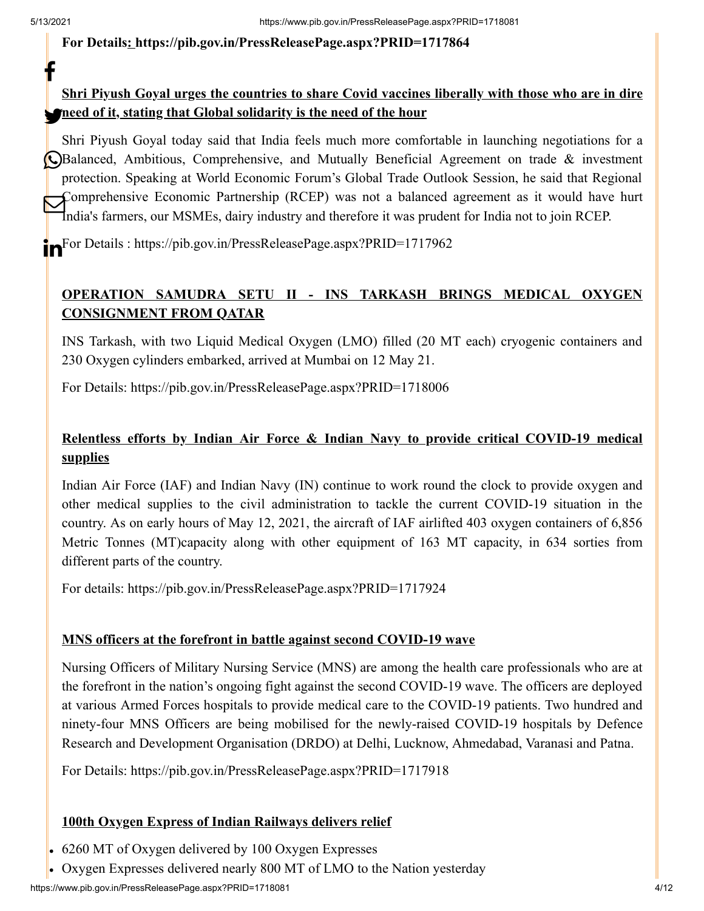**For Details: https://pib.gov.in/PressReleasePage.aspx?PRID=1717864**

**Shri Piyush Goyal urges the countries to share Covid vaccines liberally with those who are in dire need of it, stating that Global solidarity is the need of the hour**

Shri Piyush Goyal today said that India feels much more comfortable in launching negotiations for a Balanced, Ambitious, Comprehensive, and Mutually Beneficial Agreement on trade & investment protection. Speaking at World Economic Forum's Global Trade Outlook Session, he said that Regional Comprehensive Economic Partnership (RCEP) was not a balanced agreement as it would have hurt India's farmers, our MSMEs, dairy industry and therefore it was prudent for India not to join RCEP.

For Details : https://pib.gov.in/PressReleasePage.aspx?PRID=1717962

**OPERATION SAMUDRA SETU II - INS TARKASH BRINGS MEDICAL OXYGEN CONSIGNMENT FROM QATAR**

INS Tarkash, with two Liquid Medical Oxygen (LMO) filled (20 MT each) cryogenic containers and 230 Oxygen cylinders embarked, arrived at Mumbai on 12 May 21.

For Details: https://pib.gov.in/PressReleasePage.aspx?PRID=1718006

**Relentless efforts by Indian Air Force & Indian Navy to provide critical COVID-19 medical supplies**

Indian Air Force (IAF) and Indian Navy (IN) continue to work round the clock to provide oxygen and other medical supplies to the civil administration to tackle the current COVID-19 situation in the country. As on early hours of May 12, 2021, the aircraft of IAF airlifted 403 oxygen containers of 6,856 Metric Tonnes (MT)capacity along with other equipment of 163 MT capacity, in 634 sorties from different parts of the country.

For details: https://pib.gov.in/PressReleasePage.aspx?PRID=1717924

**MNS officers at the forefront in battle against second COVID-19 wave**

Nursing Officers of Military Nursing Service (MNS) are among the health care professionals who are at the forefront in the nation's ongoing fight against the second COVID-19 wave. The officers are deployed at various Armed Forces hospitals to provide medical care to the COVID-19 patients. Two hundred and ninety-four MNS Officers are being mobilised for the newly-raised COVID-19 hospitals by Defence Research and Development Organisation (DRDO) at Delhi, Lucknow, Ahmedabad, Varanasi and Patna.

For Details: https://pib.gov.in/PressReleasePage.aspx?PRID=1717918

**100th Oxygen Express of Indian Railways delivers relief**

- 6260 MT of Oxygen delivered by 100 Oxygen Expresses
- Oxygen Expresses delivered nearly 800 MT of LMO to the Nation yesterday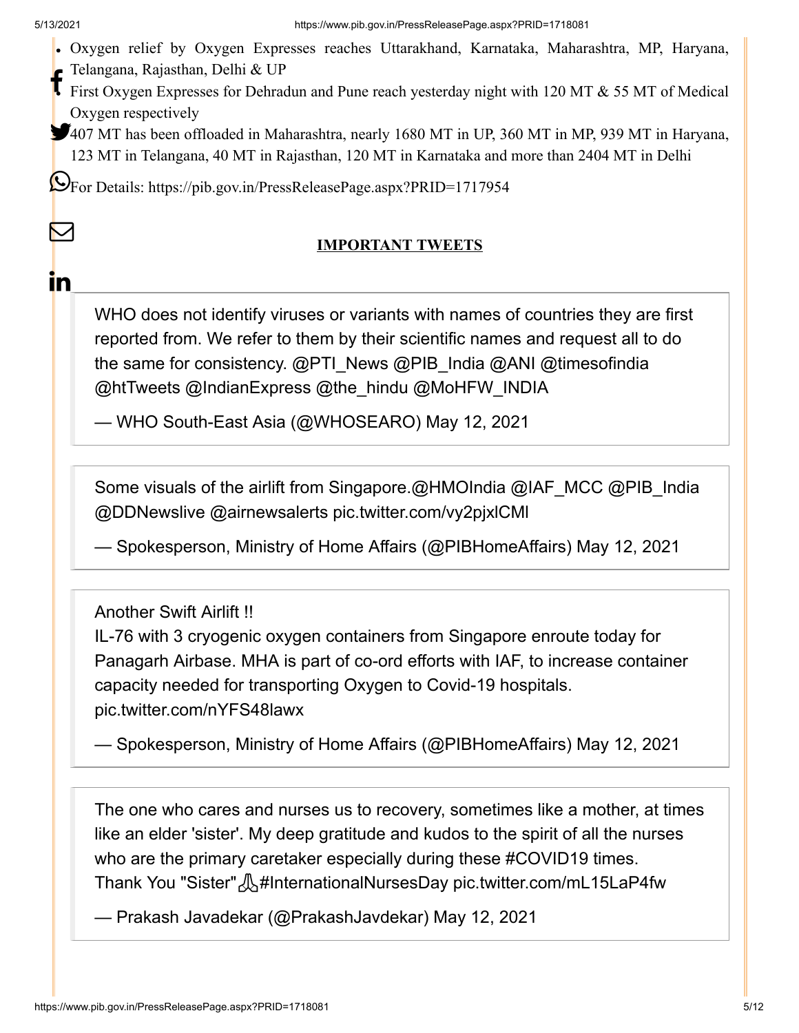- Oxygen relief by Oxygen Expresses reaches Uttarakhand, Karnataka, Maharashtra, MP, Haryana, Telangana, Rajasthan, Delhi & UP
- First Oxygen Expresses for Dehradun and Pune reach yesterday night with 120 MT & 55 MT of Medical Oxygen respectively
- 407 MT has been offloaded in Maharashtra, nearly 1680 MT in UP, 360 MT in MP, 939 MT in Haryana, 123 MT in Telangana, 40 MT in Rajasthan, 120 MT in Karnataka and more than 2404 MT in Delhi

For Details: https://pib.gov.in/PressReleasePage.aspx?PRID=1717954

**IMPORTANT TWEETS**

> WHO does not identify viruses or variants with names of countries they are first reported from. We refer to them by their scientific names and request all to do the same for consistency. @PTI_News @PIB_India @ANI @timesofindia @htTweets @IndianExpress @the_hindu @MoHFW_INDIA
>
> — WHO South-East Asia (@WHOSEARO) May 12, 2021

> Some visuals of the airlift from Singapore.@HMOIndia @IAF_MCC @PIB_India @DDNewslive @airnewsalerts pic.twitter.com/vy2pjxlCMl
>
> — Spokesperson, Ministry of Home Affairs (@PIBHomeAffairs) May 12, 2021

> Another Swift Airlift !!
> IL-76 with 3 cryogenic oxygen containers from Singapore enroute today for Panagarh Airbase. MHA is part of co-ord efforts with IAF, to increase container capacity needed for transporting Oxygen to Covid-19 hospitals. pic.twitter.com/nYFS48lawx
>
> — Spokesperson, Ministry of Home Affairs (@PIBHomeAffairs) May 12, 2021

> The one who cares and nurses us to recovery, sometimes like a mother, at times like an elder 'sister'. My deep gratitude and kudos to the spirit of all the nurses who are the primary caretaker especially during these #COVID19 times.
> Thank You "Sister"🙏#InternationalNursesDay pic.twitter.com/mL15LaP4fw
>
> — Prakash Javadekar (@PrakashJavdekar) May 12, 2021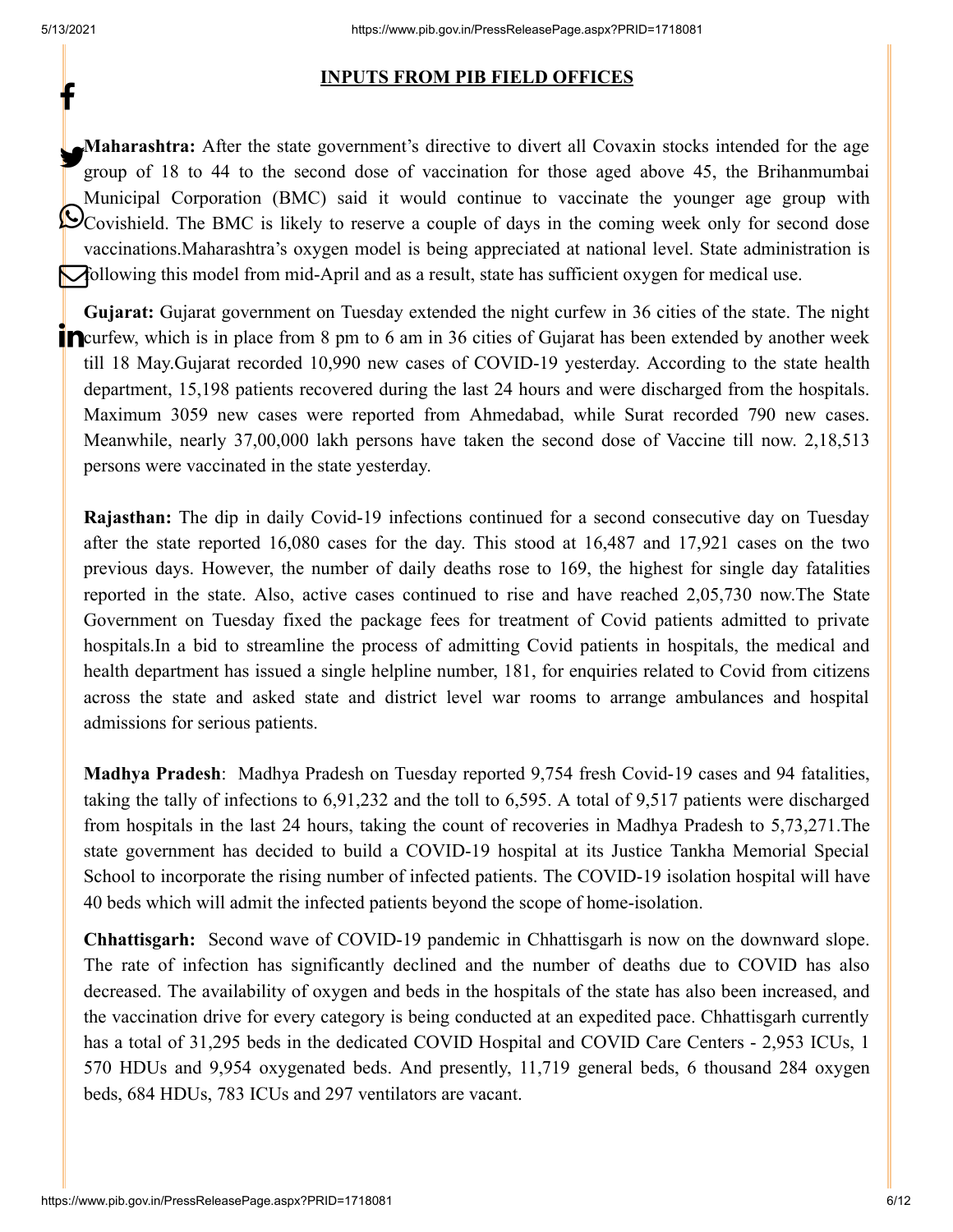## INPUTS FROM PIB FIELD OFFICES

**Maharashtra:** After the state government's directive to divert all Covaxin stocks intended for the age group of 18 to 44 to the second dose of vaccination for those aged above 45, the Brihanmumbai Municipal Corporation (BMC) said it would continue to vaccinate the younger age group with Covishield. The BMC is likely to reserve a couple of days in the coming week only for second dose vaccinations.Maharashtra's oxygen model is being appreciated at national level. State administration is following this model from mid-April and as a result, state has sufficient oxygen for medical use.

**Gujarat:** Gujarat government on Tuesday extended the night curfew in 36 cities of the state. The night curfew, which is in place from 8 pm to 6 am in 36 cities of Gujarat has been extended by another week till 18 May.Gujarat recorded 10,990 new cases of COVID-19 yesterday. According to the state health department, 15,198 patients recovered during the last 24 hours and were discharged from the hospitals. Maximum 3059 new cases were reported from Ahmedabad, while Surat recorded 790 new cases. Meanwhile, nearly 37,00,000 lakh persons have taken the second dose of Vaccine till now. 2,18,513 persons were vaccinated in the state yesterday.

**Rajasthan:** The dip in daily Covid-19 infections continued for a second consecutive day on Tuesday after the state reported 16,080 cases for the day. This stood at 16,487 and 17,921 cases on the two previous days. However, the number of daily deaths rose to 169, the highest for single day fatalities reported in the state. Also, active cases continued to rise and have reached 2,05,730 now.The State Government on Tuesday fixed the package fees for treatment of Covid patients admitted to private hospitals.In a bid to streamline the process of admitting Covid patients in hospitals, the medical and health department has issued a single helpline number, 181, for enquiries related to Covid from citizens across the state and asked state and district level war rooms to arrange ambulances and hospital admissions for serious patients.

**Madhya Pradesh**: Madhya Pradesh on Tuesday reported 9,754 fresh Covid-19 cases and 94 fatalities, taking the tally of infections to 6,91,232 and the toll to 6,595. A total of 9,517 patients were discharged from hospitals in the last 24 hours, taking the count of recoveries in Madhya Pradesh to 5,73,271.The state government has decided to build a COVID-19 hospital at its Justice Tankha Memorial Special School to incorporate the rising number of infected patients. The COVID-19 isolation hospital will have 40 beds which will admit the infected patients beyond the scope of home-isolation.

**Chhattisgarh:** Second wave of COVID-19 pandemic in Chhattisgarh is now on the downward slope. The rate of infection has significantly declined and the number of deaths due to COVID has also decreased. The availability of oxygen and beds in the hospitals of the state has also been increased, and the vaccination drive for every category is being conducted at an expedited pace. Chhattisgarh currently has a total of 31,295 beds in the dedicated COVID Hospital and COVID Care Centers - 2,953 ICUs, 1 570 HDUs and 9,954 oxygenated beds. And presently, 11,719 general beds, 6 thousand 284 oxygen beds, 684 HDUs, 783 ICUs and 297 ventilators are vacant.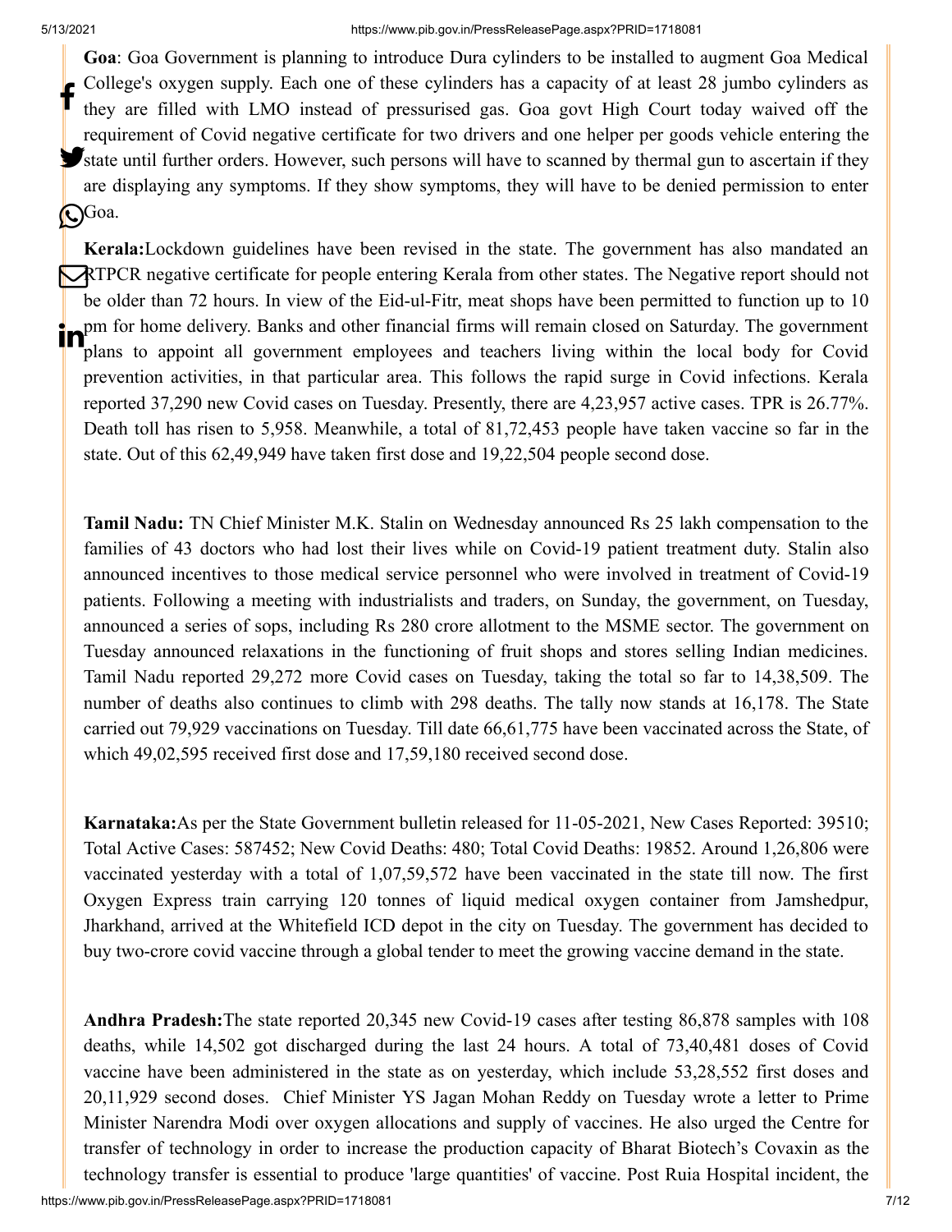**Goa**: Goa Government is planning to introduce Dura cylinders to be installed to augment Goa Medical College's oxygen supply. Each one of these cylinders has a capacity of at least 28 jumbo cylinders as they are filled with LMO instead of pressurised gas. Goa govt High Court today waived off the requirement of Covid negative certificate for two drivers and one helper per goods vehicle entering the state until further orders. However, such persons will have to scanned by thermal gun to ascertain if they are displaying any symptoms. If they show symptoms, they will have to be denied permission to enter Goa.

**Kerala:**Lockdown guidelines have been revised in the state. The government has also mandated an RTPCR negative certificate for people entering Kerala from other states. The Negative report should not be older than 72 hours. In view of the Eid-ul-Fitr, meat shops have been permitted to function up to 10 pm for home delivery. Banks and other financial firms will remain closed on Saturday. The government plans to appoint all government employees and teachers living within the local body for Covid prevention activities, in that particular area. This follows the rapid surge in Covid infections. Kerala reported 37,290 new Covid cases on Tuesday. Presently, there are 4,23,957 active cases. TPR is 26.77%. Death toll has risen to 5,958. Meanwhile, a total of 81,72,453 people have taken vaccine so far in the state. Out of this 62,49,949 have taken first dose and 19,22,504 people second dose.

**Tamil Nadu:** TN Chief Minister M.K. Stalin on Wednesday announced Rs 25 lakh compensation to the families of 43 doctors who had lost their lives while on Covid-19 patient treatment duty. Stalin also announced incentives to those medical service personnel who were involved in treatment of Covid-19 patients. Following a meeting with industrialists and traders, on Sunday, the government, on Tuesday, announced a series of sops, including Rs 280 crore allotment to the MSME sector. The government on Tuesday announced relaxations in the functioning of fruit shops and stores selling Indian medicines. Tamil Nadu reported 29,272 more Covid cases on Tuesday, taking the total so far to 14,38,509. The number of deaths also continues to climb with 298 deaths. The tally now stands at 16,178. The State carried out 79,929 vaccinations on Tuesday. Till date 66,61,775 have been vaccinated across the State, of which 49,02,595 received first dose and 17,59,180 received second dose.

**Karnataka:**As per the State Government bulletin released for 11-05-2021, New Cases Reported: 39510; Total Active Cases: 587452; New Covid Deaths: 480; Total Covid Deaths: 19852. Around 1,26,806 were vaccinated yesterday with a total of 1,07,59,572 have been vaccinated in the state till now. The first Oxygen Express train carrying 120 tonnes of liquid medical oxygen container from Jamshedpur, Jharkhand, arrived at the Whitefield ICD depot in the city on Tuesday. The government has decided to buy two-crore covid vaccine through a global tender to meet the growing vaccine demand in the state.

**Andhra Pradesh:**The state reported 20,345 new Covid-19 cases after testing 86,878 samples with 108 deaths, while 14,502 got discharged during the last 24 hours. A total of 73,40,481 doses of Covid vaccine have been administered in the state as on yesterday, which include 53,28,552 first doses and 20,11,929 second doses. Chief Minister YS Jagan Mohan Reddy on Tuesday wrote a letter to Prime Minister Narendra Modi over oxygen allocations and supply of vaccines. He also urged the Centre for transfer of technology in order to increase the production capacity of Bharat Biotech's Covaxin as the technology transfer is essential to produce 'large quantities' of vaccine. Post Ruia Hospital incident, the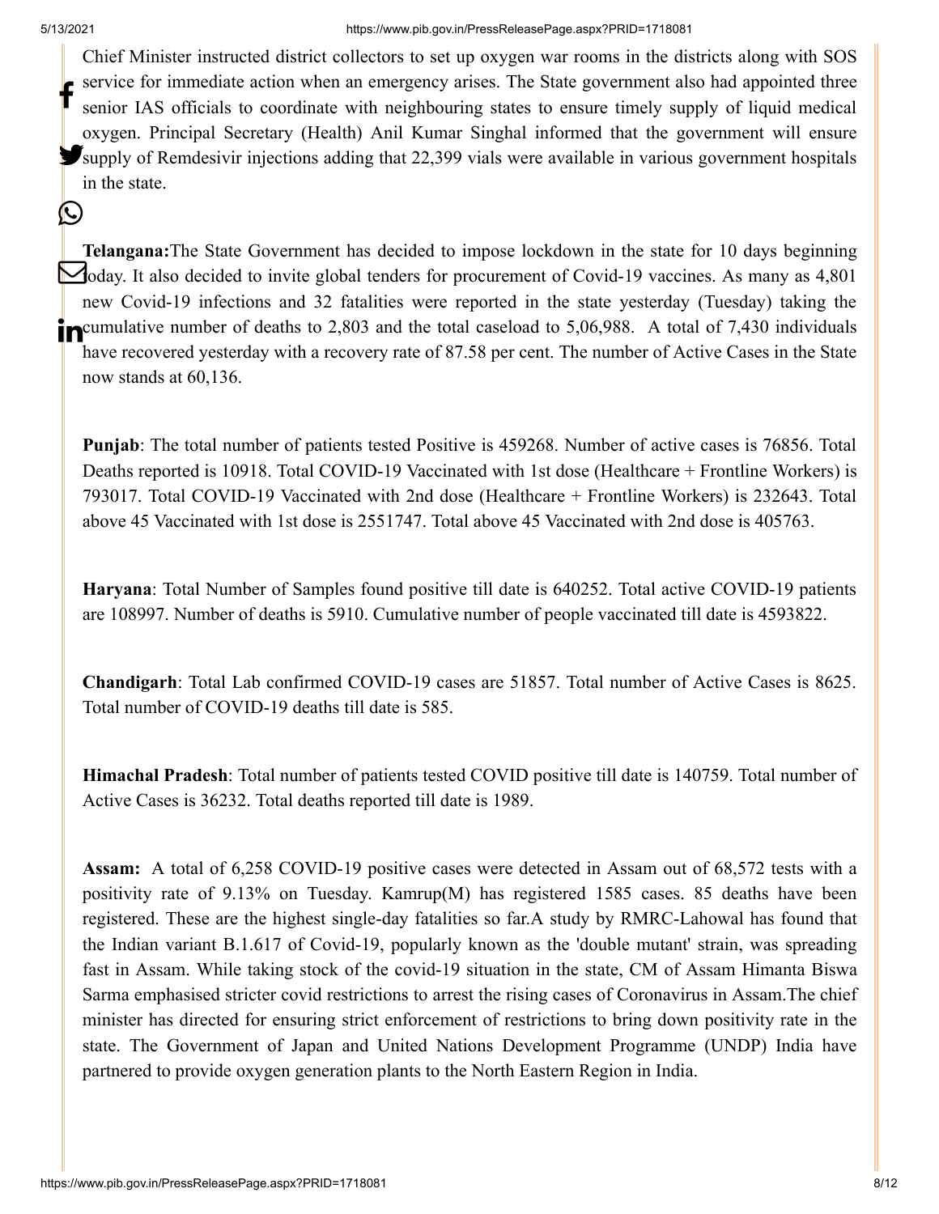Chief Minister instructed district collectors to set up oxygen war rooms in the districts along with SOS service for immediate action when an emergency arises. The State government also had appointed three senior IAS officials to coordinate with neighbouring states to ensure timely supply of liquid medical oxygen. Principal Secretary (Health) Anil Kumar Singhal informed that the government will ensure supply of Remdesivir injections adding that 22,399 vials were available in various government hospitals in the state.

**Telangana:**The State Government has decided to impose lockdown in the state for 10 days beginning today. It also decided to invite global tenders for procurement of Covid-19 vaccines. As many as 4,801 new Covid-19 infections and 32 fatalities were reported in the state yesterday (Tuesday) taking the cumulative number of deaths to 2,803 and the total caseload to 5,06,988. A total of 7,430 individuals have recovered yesterday with a recovery rate of 87.58 per cent. The number of Active Cases in the State now stands at 60,136.

**Punjab**: The total number of patients tested Positive is 459268. Number of active cases is 76856. Total Deaths reported is 10918. Total COVID-19 Vaccinated with 1st dose (Healthcare + Frontline Workers) is 793017. Total COVID-19 Vaccinated with 2nd dose (Healthcare + Frontline Workers) is 232643. Total above 45 Vaccinated with 1st dose is 2551747. Total above 45 Vaccinated with 2nd dose is 405763.

**Haryana**: Total Number of Samples found positive till date is 640252. Total active COVID-19 patients are 108997. Number of deaths is 5910. Cumulative number of people vaccinated till date is 4593822.

**Chandigarh**: Total Lab confirmed COVID-19 cases are 51857. Total number of Active Cases is 8625. Total number of COVID-19 deaths till date is 585.

**Himachal Pradesh**: Total number of patients tested COVID positive till date is 140759. Total number of Active Cases is 36232. Total deaths reported till date is 1989.

**Assam:** A total of 6,258 COVID-19 positive cases were detected in Assam out of 68,572 tests with a positivity rate of 9.13% on Tuesday. Kamrup(M) has registered 1585 cases. 85 deaths have been registered. These are the highest single-day fatalities so far.A study by RMRC-Lahowal has found that the Indian variant B.1.617 of Covid-19, popularly known as the 'double mutant' strain, was spreading fast in Assam. While taking stock of the covid-19 situation in the state, CM of Assam Himanta Biswa Sarma emphasised stricter covid restrictions to arrest the rising cases of Coronavirus in Assam.The chief minister has directed for ensuring strict enforcement of restrictions to bring down positivity rate in the state. The Government of Japan and United Nations Development Programme (UNDP) India have partnered to provide oxygen generation plants to the North Eastern Region in India.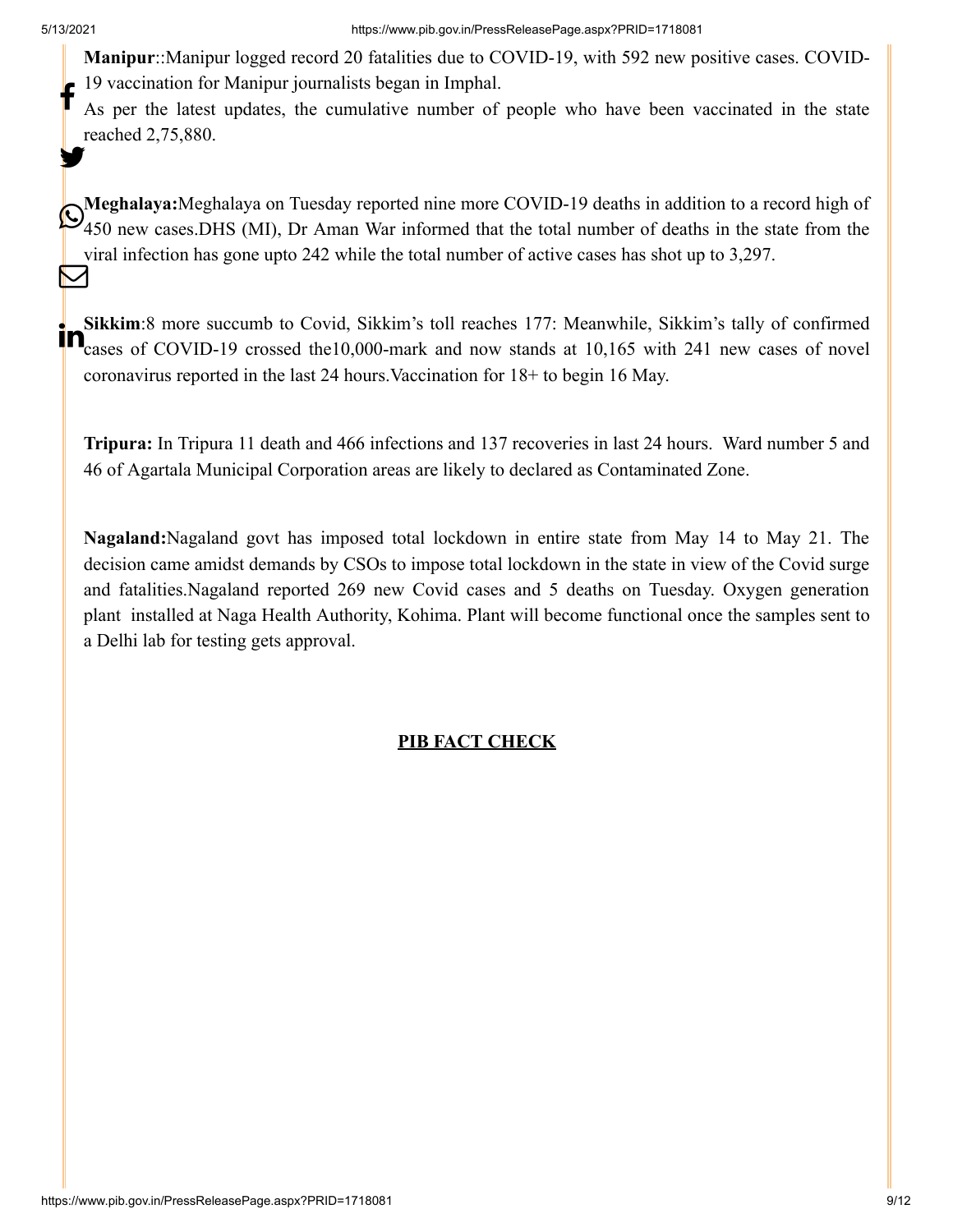**Manipur**::Manipur logged record 20 fatalities due to COVID-19, with 592 new positive cases. COVID-19 vaccination for Manipur journalists began in Imphal.

As per the latest updates, the cumulative number of people who have been vaccinated in the state reached 2,75,880.

**Meghalaya:**Meghalaya on Tuesday reported nine more COVID-19 deaths in addition to a record high of 450 new cases.DHS (MI), Dr Aman War informed that the total number of deaths in the state from the viral infection has gone upto 242 while the total number of active cases has shot up to 3,297.

**Sikkim**:8 more succumb to Covid, Sikkim's toll reaches 177: Meanwhile, Sikkim's tally of confirmed cases of COVID-19 crossed the10,000-mark and now stands at 10,165 with 241 new cases of novel coronavirus reported in the last 24 hours.Vaccination for 18+ to begin 16 May.

**Tripura:** In Tripura 11 death and 466 infections and 137 recoveries in last 24 hours. Ward number 5 and 46 of Agartala Municipal Corporation areas are likely to declared as Contaminated Zone.

**Nagaland:**Nagaland govt has imposed total lockdown in entire state from May 14 to May 21. The decision came amidst demands by CSOs to impose total lockdown in the state in view of the Covid surge and fatalities.Nagaland reported 269 new Covid cases and 5 deaths on Tuesday. Oxygen generation plant installed at Naga Health Authority, Kohima. Plant will become functional once the samples sent to a Delhi lab for testing gets approval.

**PIB FACT CHECK**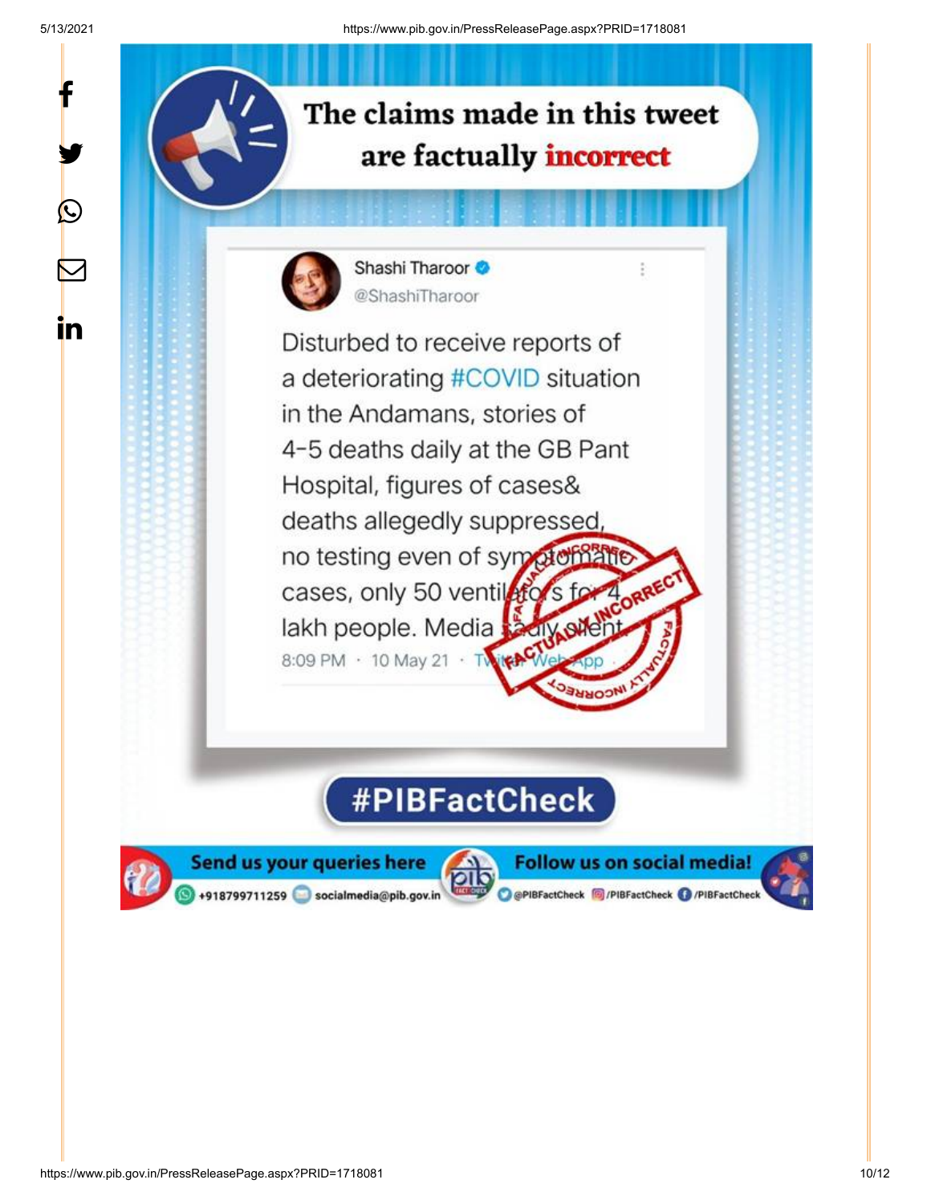# The claims made in this tweet are factually incorrect

Shashi Tharoor
@ShashiTharoor

Disturbed to receive reports of a deteriorating #COVID situation in the Andamans, stories of 4-5 deaths daily at the GB Pant Hospital, figures of cases& deaths allegedly suppressed, no testing even of symptomatic cases, only 50 ventilators for 4 lakh people. Media sadly silent.

8:09 PM · 10 May 21 · Twitter Web App

FACTUALLY INCORRECT

#PIBFactCheck

Send us your queries here
+918799711259 socialmedia@pib.gov.in

Follow us on social media!
@PIBFactCheck /PIBFactCheck /PIBFactCheck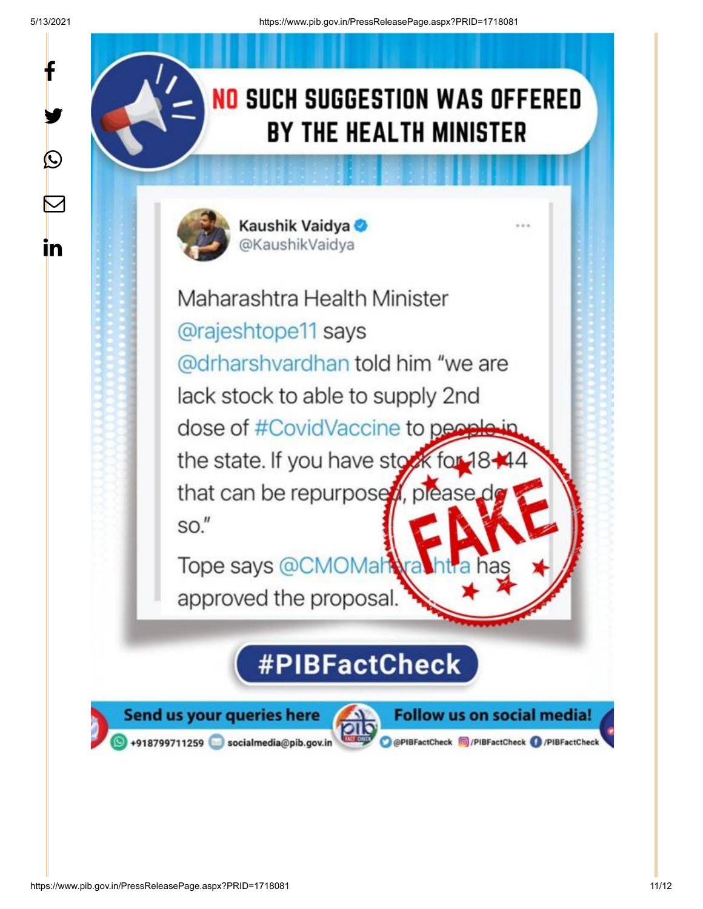# NO SUCH SUGGESTION WAS OFFERED BY THE HEALTH MINISTER

**Kaushik Vaidya** @KaushikVaidya

Maharashtra Health Minister @rajeshtope11 says @drharshvardhan told him "we are lack stock to able to supply 2nd dose of #CovidVaccine to people in the state. If you have stock for 18-44 that can be repurposed, please do so."

Tope says @CMOMaharashtra has approved the proposal.

FAKE

**#PIBFactCheck**

Send us your queries here: +918799711259 | socialmedia@pib.gov.in

Follow us on social media! @PIBFactCheck | /PIBFactCheck | /PIBFactCheck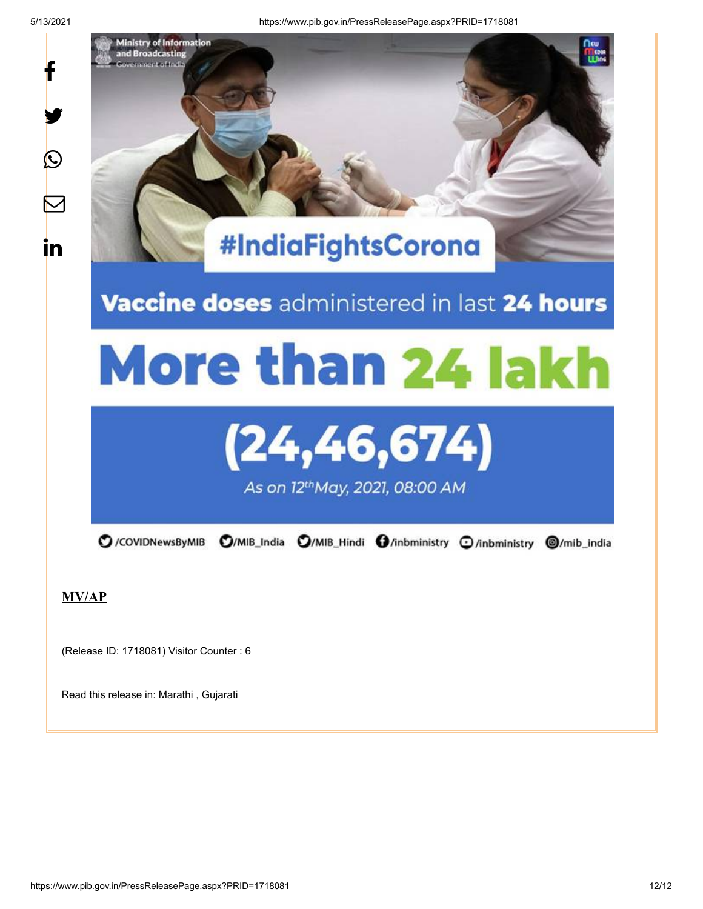#IndiaFightsCorona

Vaccine doses administered in last 24 hours

More than 24 lakh

(24,46,674)

As on 12th May, 2021, 08:00 AM

/COVIDNewsByMIB /MIB_India /MIB_Hindi /inbministry /inbministry /mib_india

**MV/AP**

(Release ID: 1718081) Visitor Counter : 6

Read this release in: Marathi , Gujarati